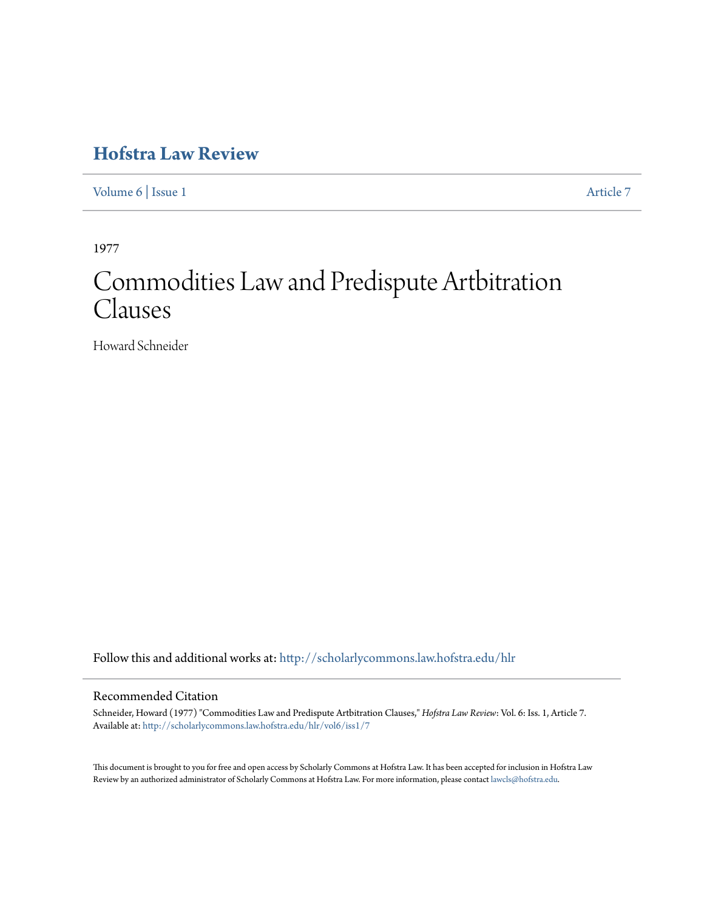# Hofstra Law Review

Volume 6 | Issue 1 Article 7

1977

# Commodities Law and Predispute Artbitration Clauses

Howard Schneider

Follow this and additional works at: http://scholarlycommons.law.hofstra.edu/hlr

## Recommended Citation

Schneider, Howard (1977) "Commodities Law and Predispute Artbitration Clauses," *Hofstra Law Review*: Vol. 6: Iss. 1, Article 7.
Available at: http://scholarlycommons.law.hofstra.edu/hlr/vol6/iss1/7

This document is brought to you for free and open access by Scholarly Commons at Hofstra Law. It has been accepted for inclusion in Hofstra Law Review by an authorized administrator of Scholarly Commons at Hofstra Law. For more information, please contact lawcls@hofstra.edu.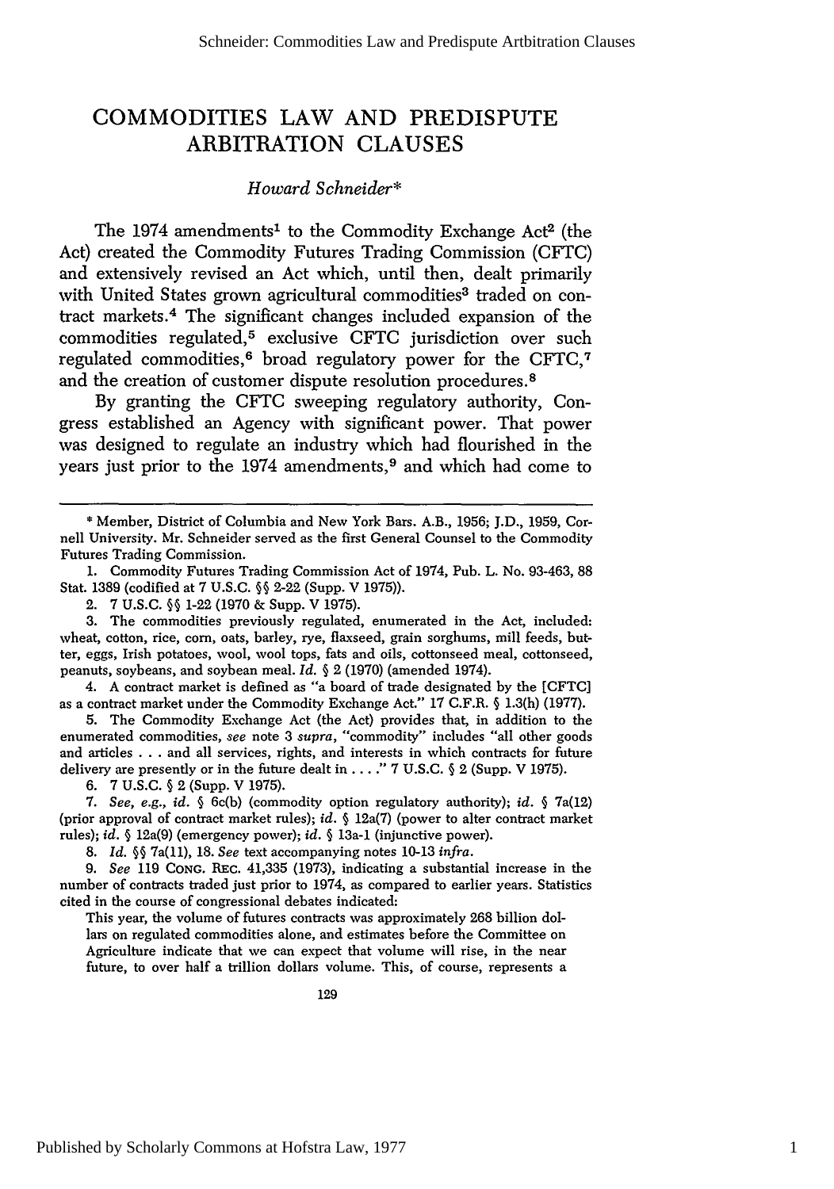# COMMODITIES LAW AND PREDISPUTE ARBITRATION CLAUSES

*Howard Schneider**

The 1974 amendments[1] to the Commodity Exchange Act[2] (the Act) created the Commodity Futures Trading Commission (CFTC) and extensively revised an Act which, until then, dealt primarily with United States grown agricultural commodities[3] traded on contract markets.[4] The significant changes included expansion of the commodities regulated,[5] exclusive CFTC jurisdiction over such regulated commodities,[6] broad regulatory power for the CFTC,[7] and the creation of customer dispute resolution procedures.[8]

By granting the CFTC sweeping regulatory authority, Congress established an Agency with significant power. That power was designed to regulate an industry which had flourished in the years just prior to the 1974 amendments,[9] and which had come to

---

\* Member, District of Columbia and New York Bars. A.B., 1956; J.D., 1959, Cornell University. Mr. Schneider served as the first General Counsel to the Commodity Futures Trading Commission.

1. Commodity Futures Trading Commission Act of 1974, Pub. L. No. 93-463, 88 Stat. 1389 (codified at 7 U.S.C. §§ 2-22 (Supp. V 1975)).

2. 7 U.S.C. §§ 1-22 (1970 & Supp. V 1975).

3. The commodities previously regulated, enumerated in the Act, included: wheat, cotton, rice, corn, oats, barley, rye, flaxseed, grain sorghums, mill feeds, butter, eggs, Irish potatoes, wool, wool tops, fats and oils, cottonseed meal, cottonseed, peanuts, soybeans, and soybean meal. *Id.* § 2 (1970) (amended 1974).

4. A contract market is defined as "a board of trade designated by the [CFTC] as a contract market under the Commodity Exchange Act." 17 C.F.R. § 1.3(h) (1977).

5. The Commodity Exchange Act (the Act) provides that, in addition to the enumerated commodities, *see* note 3 *supra*, "commodity" includes "all other goods and articles . . . and all services, rights, and interests in which contracts for future delivery are presently or in the future dealt in . . . ." 7 U.S.C. § 2 (Supp. V 1975).

6. 7 U.S.C. § 2 (Supp. V 1975).

7. *See, e.g., id.* § 6c(b) (commodity option regulatory authority); *id.* § 7a(12) (prior approval of contract market rules); *id.* § 12a(7) (power to alter contract market rules); *id.* § 12a(9) (emergency power); *id.* § 13a-1 (injunctive power).

8. *Id.* §§ 7a(11), 18. *See* text accompanying notes 10-13 *infra*.

9. *See* 119 CONG. REC. 41,335 (1973), indicating a substantial increase in the number of contracts traded just prior to 1974, as compared to earlier years. Statistics cited in the course of congressional debates indicated:

> This year, the volume of futures contracts was approximately 268 billion dollars on regulated commodities alone, and estimates before the Committee on Agriculture indicate that we can expect that volume will rise, in the near future, to over half a trillion dollars volume. This, of course, represents a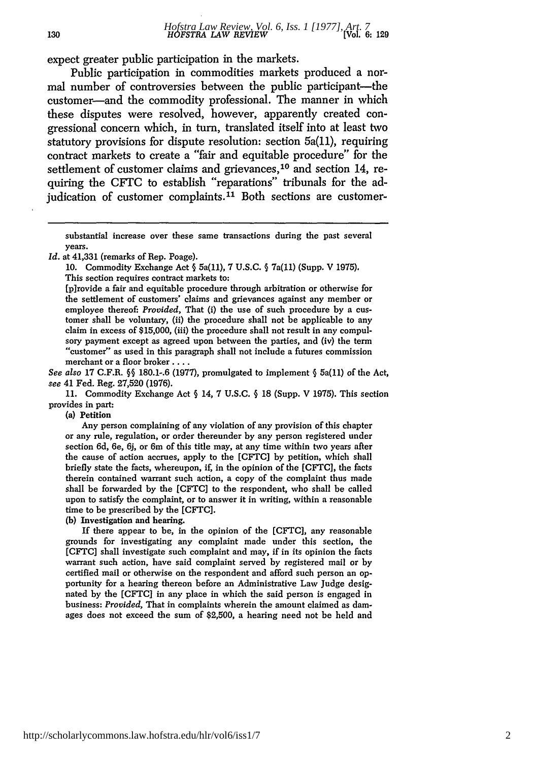expect greater public participation in the markets.

Public participation in commodities markets produced a normal number of controversies between the public participant—the customer—and the commodity professional. The manner in which these disputes were resolved, however, apparently created congressional concern which, in turn, translated itself into at least two statutory provisions for dispute resolution: section 5a(11), requiring contract markets to create a "fair and equitable procedure" for the settlement of customer claims and grievances,[10] and section 14, requiring the CFTC to establish "reparations" tribunals for the adjudication of customer complaints.[11] Both sections are customer-

---

substantial increase over these same transactions during the past several years.

*Id.* at 41,331 (remarks of Rep. Poage).

10. Commodity Exchange Act § 5a(11), 7 U.S.C. § 7a(11) (Supp. V 1975). This section requires contract markets to:

> [p]rovide a fair and equitable procedure through arbitration or otherwise for the settlement of customers' claims and grievances against any member or employee thereof: *Provided*, That (i) the use of such procedure by a customer shall be voluntary, (ii) the procedure shall not be applicable to any claim in excess of $15,000, (iii) the procedure shall not result in any compulsory payment except as agreed upon between the parties, and (iv) the term "customer" as used in this paragraph shall not include a futures commission merchant or a floor broker . . . .

*See also* 17 C.F.R. §§ 180.1-.6 (1977), promulgated to implement § 5a(11) of the Act, *see* 41 Fed. Reg. 27,520 (1976).

11. Commodity Exchange Act § 14, 7 U.S.C. § 18 (Supp. V 1975). This section provides in part:

> **(a) Petition**
>
> Any person complaining of any violation of any provision of this chapter or any rule, regulation, or order thereunder by any person registered under section 6d, 6e, 6j, or 6m of this title may, at any time within two years after the cause of action accrues, apply to the [CFTC] by petition, which shall briefly state the facts, whereupon, if, in the opinion of the [CFTC], the facts therein contained warrant such action, a copy of the complaint thus made shall be forwarded by the [CFTC] to the respondent, who shall be called upon to satisfy the complaint, or to answer it in writing, within a reasonable time to be prescribed by the [CFTC].
>
> **(b) Investigation and hearing.**
>
> If there appear to be, in the opinion of the [CFTC], any reasonable grounds for investigating any complaint made under this section, the [CFTC] shall investigate such complaint and may, if in its opinion the facts warrant such action, have said complaint served by registered mail or by certified mail or otherwise on the respondent and afford such person an opportunity for a hearing thereon before an Administrative Law Judge designated by the [CFTC] in any place in which the said person is engaged in business: *Provided*, That in complaints wherein the amount claimed as damages does not exceed the sum of $2,500, a hearing need not be held and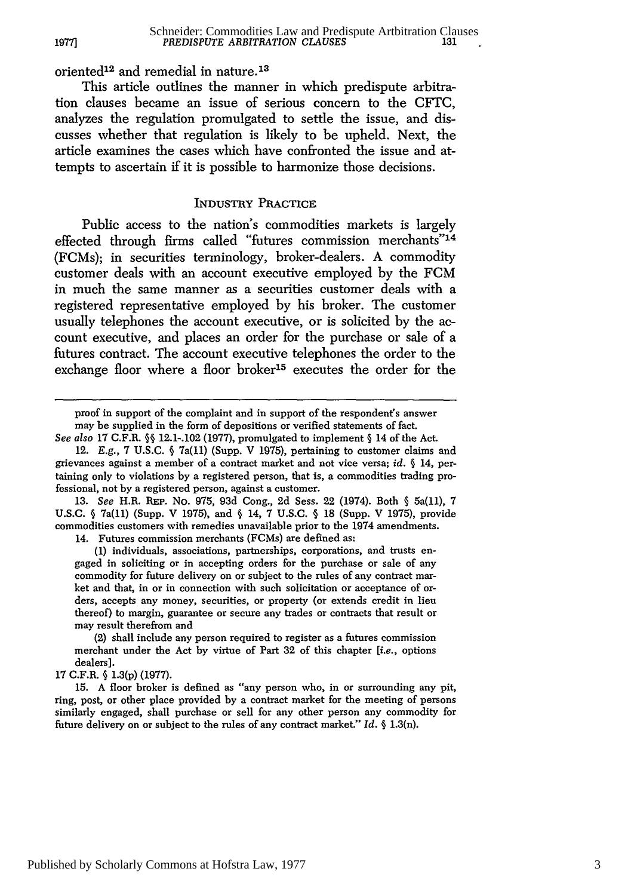oriented[12] and remedial in nature.[13]

This article outlines the manner in which predispute arbitration clauses became an issue of serious concern to the CFTC, analyzes the regulation promulgated to settle the issue, and discusses whether that regulation is likely to be upheld. Next, the article examines the cases which have confronted the issue and attempts to ascertain if it is possible to harmonize those decisions.

## INDUSTRY PRACTICE

Public access to the nation's commodities markets is largely effected through firms called "futures commission merchants"[14] (FCMs); in securities terminology, broker-dealers. A commodity customer deals with an account executive employed by the FCM in much the same manner as a securities customer deals with a registered representative employed by his broker. The customer usually telephones the account executive, or is solicited by the account executive, and places an order for the purchase or sale of a futures contract. The account executive telephones the order to the exchange floor where a floor broker[15] executes the order for the

---

proof in support of the complaint and in support of the respondent's answer may be supplied in the form of depositions or verified statements of fact. *See also* 17 C.F.R. §§ 12.1-.102 (1977), promulgated to implement § 14 of the Act.

12. *E.g.*, 7 U.S.C. § 7a(11) (Supp. V 1975), pertaining to customer claims and grievances against a member of a contract market and not vice versa; *id.* § 14, pertaining only to violations by a registered person, that is, a commodities trading professional, not by a registered person, against a customer.

13. *See* H.R. REP. NO. 975, 93d Cong., 2d Sess. 22 (1974). Both § 5a(11), 7 U.S.C. § 7a(11) (Supp. V 1975), and § 14, 7 U.S.C. § 18 (Supp. V 1975), provide commodities customers with remedies unavailable prior to the 1974 amendments.

14. Futures commission merchants (FCMs) are defined as:

> (1) individuals, associations, partnerships, corporations, and trusts engaged in soliciting or in accepting orders for the purchase or sale of any commodity for future delivery on or subject to the rules of any contract market and that, in or in connection with such solicitation or acceptance of orders, accepts any money, securities, or property (or extends credit in lieu thereof) to margin, guarantee or secure any trades or contracts that result or may result therefrom and
>
> (2) shall include any person required to register as a futures commission merchant under the Act by virtue of Part 32 of this chapter [*i.e.*, options dealers].

17 C.F.R. § 1.3(p) (1977).

15. A floor broker is defined as "any person who, in or surrounding any pit, ring, post, or other place provided by a contract market for the meeting of persons similarly engaged, shall purchase or sell for any other person any commodity for future delivery on or subject to the rules of any contract market." *Id.* § 1.3(n).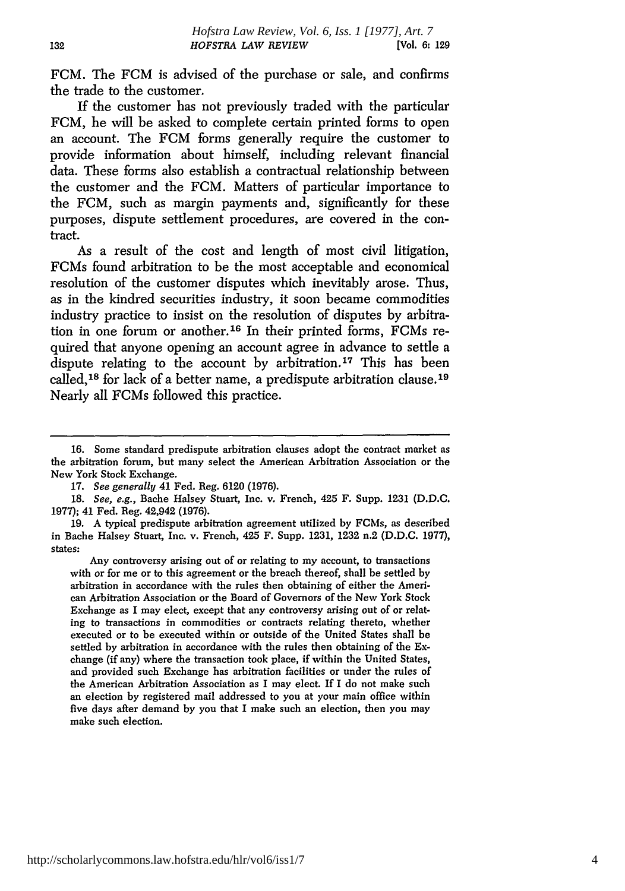FCM. The FCM is advised of the purchase or sale, and confirms the trade to the customer.

If the customer has not previously traded with the particular FCM, he will be asked to complete certain printed forms to open an account. The FCM forms generally require the customer to provide information about himself, including relevant financial data. These forms also establish a contractual relationship between the customer and the FCM. Matters of particular importance to the FCM, such as margin payments and, significantly for these purposes, dispute settlement procedures, are covered in the contract.

As a result of the cost and length of most civil litigation, FCMs found arbitration to be the most acceptable and economical resolution of the customer disputes which inevitably arose. Thus, as in the kindred securities industry, it soon became commodities industry practice to insist on the resolution of disputes by arbitration in one forum or another.[16] In their printed forms, FCMs required that anyone opening an account agree in advance to settle a dispute relating to the account by arbitration.[17] This has been called,[18] for lack of a better name, a predispute arbitration clause.[19] Nearly all FCMs followed this practice.

---

16. Some standard predispute arbitration clauses adopt the contract market as the arbitration forum, but many select the American Arbitration Association or the New York Stock Exchange.

17. *See generally* 41 Fed. Reg. 6120 (1976).

18. *See, e.g.*, Bache Halsey Stuart, Inc. v. French, 425 F. Supp. 1231 (D.D.C. 1977); 41 Fed. Reg. 42,942 (1976).

19. A typical predispute arbitration agreement utilized by FCMs, as described in Bache Halsey Stuart, Inc. v. French, 425 F. Supp. 1231, 1232 n.2 (D.D.C. 1977), states:

> Any controversy arising out of or relating to my account, to transactions with or for me or to this agreement or the breach thereof, shall be settled by arbitration in accordance with the rules then obtaining of either the American Arbitration Association or the Board of Governors of the New York Stock Exchange as I may elect, except that any controversy arising out of or relating to transactions in commodities or contracts relating thereto, whether executed or to be executed within or outside of the United States shall be settled by arbitration in accordance with the rules then obtaining of the Exchange (if any) where the transaction took place, if within the United States, and provided such Exchange has arbitration facilities or under the rules of the American Arbitration Association as I may elect. If I do not make such an election by registered mail addressed to you at your main office within five days after demand by you that I make such an election, then you may make such election.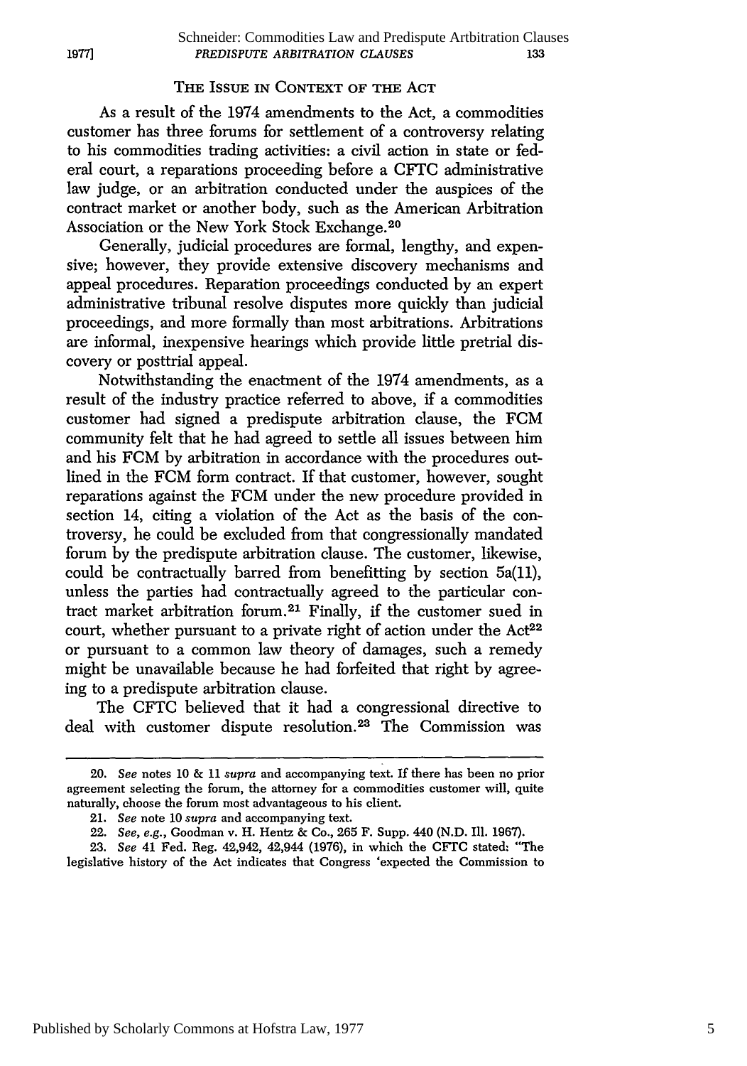## THE ISSUE IN CONTEXT OF THE ACT

As a result of the 1974 amendments to the Act, a commodities customer has three forums for settlement of a controversy relating to his commodities trading activities: a civil action in state or federal court, a reparations proceeding before a CFTC administrative law judge, or an arbitration conducted under the auspices of the contract market or another body, such as the American Arbitration Association or the New York Stock Exchange.[20]

Generally, judicial procedures are formal, lengthy, and expensive; however, they provide extensive discovery mechanisms and appeal procedures. Reparation proceedings conducted by an expert administrative tribunal resolve disputes more quickly than judicial proceedings, and more formally than most arbitrations. Arbitrations are informal, inexpensive hearings which provide little pretrial discovery or posttrial appeal.

Notwithstanding the enactment of the 1974 amendments, as a result of the industry practice referred to above, if a commodities customer had signed a predispute arbitration clause, the FCM community felt that he had agreed to settle all issues between him and his FCM by arbitration in accordance with the procedures outlined in the FCM form contract. If that customer, however, sought reparations against the FCM under the new procedure provided in section 14, citing a violation of the Act as the basis of the controversy, he could be excluded from that congressionally mandated forum by the predispute arbitration clause. The customer, likewise, could be contractually barred from benefitting by section 5a(11), unless the parties had contractually agreed to the particular contract market arbitration forum.[21] Finally, if the customer sued in court, whether pursuant to a private right of action under the Act[22] or pursuant to a common law theory of damages, such a remedy might be unavailable because he had forfeited that right by agreeing to a predispute arbitration clause.

The CFTC believed that it had a congressional directive to deal with customer dispute resolution.[23] The Commission was

---

20. *See* notes 10 & 11 *supra* and accompanying text. If there has been no prior agreement selecting the forum, the attorney for a commodities customer will, quite naturally, choose the forum most advantageous to his client.

21. *See* note 10 *supra* and accompanying text.

22. *See, e.g.*, Goodman v. H. Hentz & Co., 265 F. Supp. 440 (N.D. Ill. 1967).

23. *See* 41 Fed. Reg. 42,942, 42,944 (1976), in which the CFTC stated: "The legislative history of the Act indicates that Congress 'expected the Commission to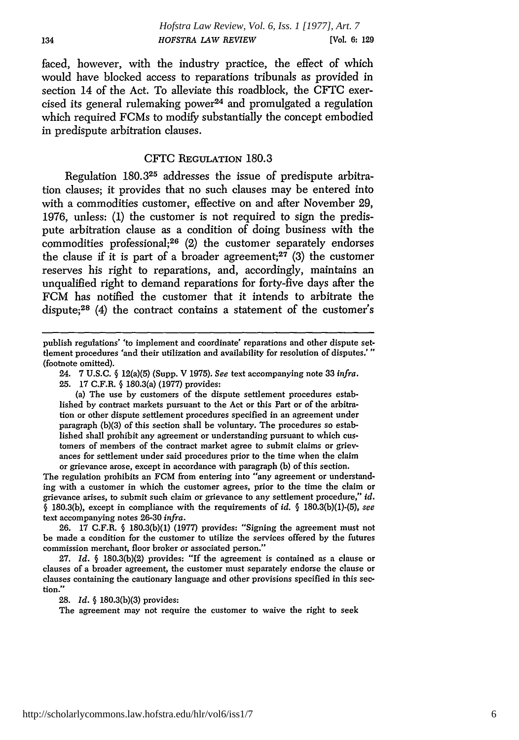faced, however, with the industry practice, the effect of which would have blocked access to reparations tribunals as provided in section 14 of the Act. To alleviate this roadblock, the CFTC exercised its general rulemaking power[24] and promulgated a regulation which required FCMs to modify substantially the concept embodied in predispute arbitration clauses.

## CFTC Regulation 180.3

Regulation 180.3[25] addresses the issue of predispute arbitration clauses; it provides that no such clauses may be entered into with a commodities customer, effective on and after November 29, 1976, unless: (1) the customer is not required to sign the predispute arbitration clause as a condition of doing business with the commodities professional;[26] (2) the customer separately endorses the clause if it is part of a broader agreement;[27] (3) the customer reserves his right to reparations, and, accordingly, maintains an unqualified right to demand reparations for forty-five days after the FCM has notified the customer that it intends to arbitrate the dispute;[28] (4) the contract contains a statement of the customer's

---

publish regulations' 'to implement and coordinate' reparations and other dispute settlement procedures 'and their utilization and availability for resolution of disputes.' " (footnote omitted).

24. 7 U.S.C. § 12(a)(5) (Supp. V 1975). *See* text accompanying note 33 *infra*.

25. 17 C.F.R. § 180.3(a) (1977) provides:

> (a) The use by customers of the dispute settlement procedures established by contract markets pursuant to the Act or this Part or of the arbitration or other dispute settlement procedures specified in an agreement under paragraph (b)(3) of this section shall be voluntary. The procedures so established shall prohibit any agreement or understanding pursuant to which customers of members of the contract market agree to submit claims or grievances for settlement under said procedures prior to the time when the claim or grievance arose, except in accordance with paragraph (b) of this section.

The regulation prohibits an FCM from entering into "any agreement or understanding with a customer in which the customer agrees, prior to the time the claim or grievance arises, to submit such claim or grievance to any settlement procedure," *id.* § 180.3(b), except in compliance with the requirements of *id.* § 180.3(b)(1)-(5), *see* text accompanying notes 26-30 *infra*.

26. 17 C.F.R. § 180.3(b)(1) (1977) provides: "Signing the agreement must not be made a condition for the customer to utilize the services offered by the futures commission merchant, floor broker or associated person."

27. *Id.* § 180.3(b)(2) provides: "If the agreement is contained as a clause or clauses of a broader agreement, the customer must separately endorse the clause or clauses containing the cautionary language and other provisions specified in this section."

28. *Id.* § 180.3(b)(3) provides:

> The agreement may not require the customer to waive the right to seek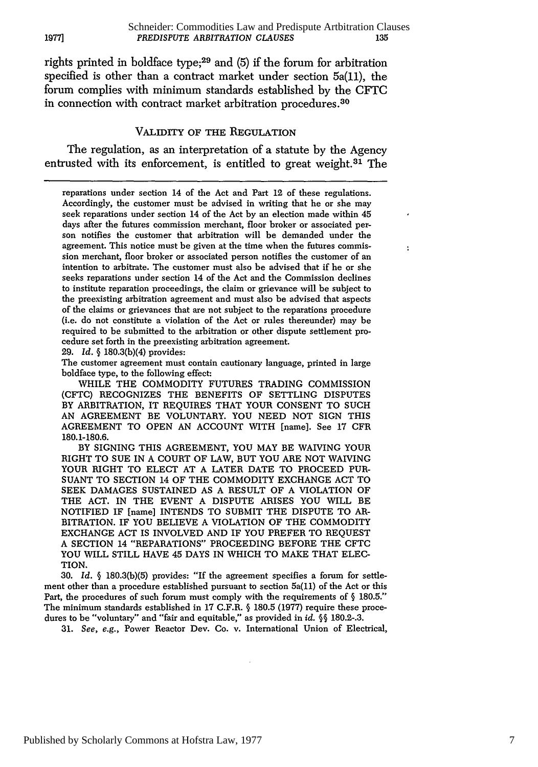rights printed in boldface type;[29] and (5) if the forum for arbitration specified is other than a contract market under section 5a(11), the forum complies with minimum standards established by the CFTC in connection with contract market arbitration procedures.[30]

## VALIDITY OF THE REGULATION

The regulation, as an interpretation of a statute by the Agency entrusted with its enforcement, is entitled to great weight.[31] The

---

reparations under section 14 of the Act and Part 12 of these regulations. Accordingly, the customer must be advised in writing that he or she may seek reparations under section 14 of the Act by an election made within 45 days after the futures commission merchant, floor broker or associated person notifies the customer that arbitration will be demanded under the agreement. This notice must be given at the time when the futures commission merchant, floor broker or associated person notifies the customer of an intention to arbitrate. The customer must also be advised that if he or she seeks reparations under section 14 of the Act and the Commission declines to institute reparation proceedings, the claim or grievance will be subject to the preexisting arbitration agreement and must also be advised that aspects of the claims or grievances that are not subject to the reparations procedure (i.e. do not constitute a violation of the Act or rules thereunder) may be required to be submitted to the arbitration or other dispute settlement procedure set forth in the preexisting arbitration agreement.

29. *Id.* § 180.3(b)(4) provides:

The customer agreement must contain cautionary language, printed in large boldface type, to the following effect:

WHILE THE COMMODITY FUTURES TRADING COMMISSION (CFTC) RECOGNIZES THE BENEFITS OF SETTLING DISPUTES BY ARBITRATION, IT REQUIRES THAT YOUR CONSENT TO SUCH AN AGREEMENT BE VOLUNTARY. YOU NEED NOT SIGN THIS AGREEMENT TO OPEN AN ACCOUNT WITH [name]. See 17 CFR 180.1-180.6.

BY SIGNING THIS AGREEMENT, YOU MAY BE WAIVING YOUR RIGHT TO SUE IN A COURT OF LAW, BUT YOU ARE NOT WAIVING YOUR RIGHT TO ELECT AT A LATER DATE TO PROCEED PURSUANT TO SECTION 14 OF THE COMMODITY EXCHANGE ACT TO SEEK DAMAGES SUSTAINED AS A RESULT OF A VIOLATION OF THE ACT. IN THE EVENT A DISPUTE ARISES YOU WILL BE NOTIFIED IF [name] INTENDS TO SUBMIT THE DISPUTE TO ARBITRATION. IF YOU BELIEVE A VIOLATION OF THE COMMODITY EXCHANGE ACT IS INVOLVED AND IF YOU PREFER TO REQUEST A SECTION 14 "REPARATIONS" PROCEEDING BEFORE THE CFTC YOU WILL STILL HAVE 45 DAYS IN WHICH TO MAKE THAT ELECTION.

30. *Id.* § 180.3(b)(5) provides: "If the agreement specifies a forum for settlement other than a procedure established pursuant to section 5a(11) of the Act or this Part, the procedures of such forum must comply with the requirements of § 180.5." The minimum standards established in 17 C.F.R. § 180.5 (1977) require these procedures to be "voluntary" and "fair and equitable," as provided in *id.* §§ 180.2-.3.

31. *See, e.g.,* Power Reactor Dev. Co. v. International Union of Electrical,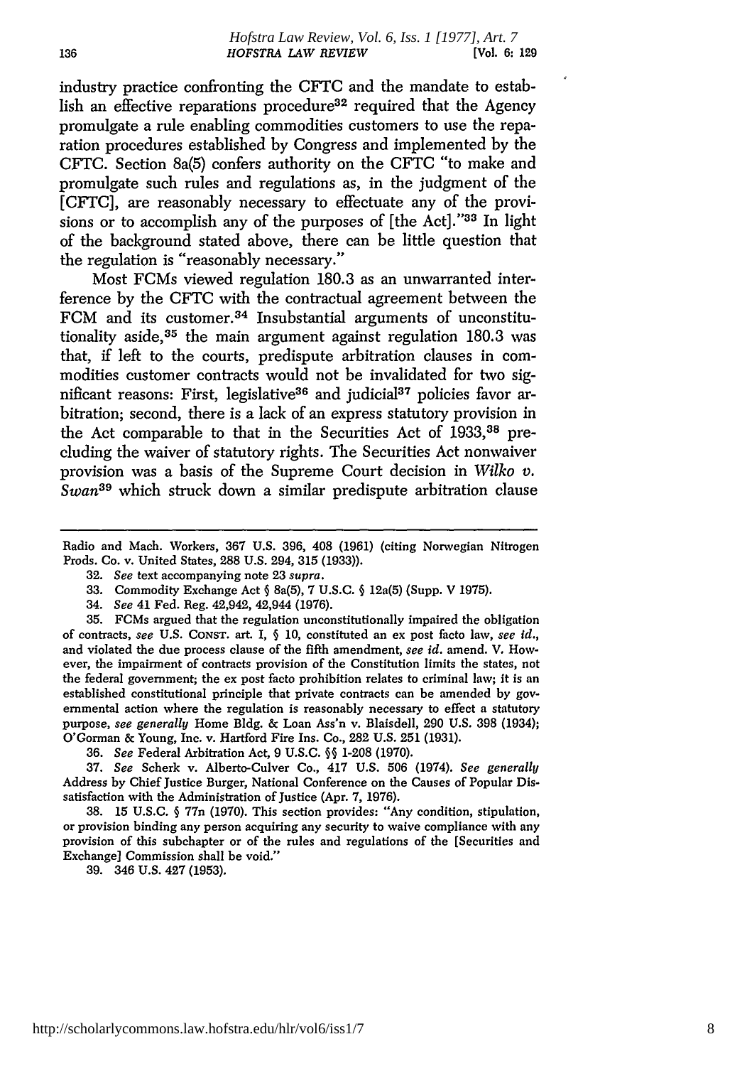industry practice confronting the CFTC and the mandate to establish an effective reparations procedure[32] required that the Agency promulgate a rule enabling commodities customers to use the reparation procedures established by Congress and implemented by the CFTC. Section 8a(5) confers authority on the CFTC "to make and promulgate such rules and regulations as, in the judgment of the [CFTC], are reasonably necessary to effectuate any of the provisions or to accomplish any of the purposes of [the Act]."[33] In light of the background stated above, there can be little question that the regulation is "reasonably necessary."

Most FCMs viewed regulation 180.3 as an unwarranted interference by the CFTC with the contractual agreement between the FCM and its customer.[34] Insubstantial arguments of unconstitutionality aside,[35] the main argument against regulation 180.3 was that, if left to the courts, predispute arbitration clauses in commodities customer contracts would not be invalidated for two significant reasons: First, legislative[36] and judicial[37] policies favor arbitration; second, there is a lack of an express statutory provision in the Act comparable to that in the Securities Act of 1933,[38] precluding the waiver of statutory rights. The Securities Act nonwaiver provision was a basis of the Supreme Court decision in *Wilko v. Swan*[39] which struck down a similar predispute arbitration clause

---

Radio and Mach. Workers, 367 U.S. 396, 408 (1961) (citing Norwegian Nitrogen Prods. Co. v. United States, 288 U.S. 294, 315 (1933)).

32. *See* text accompanying note 23 *supra*.

33. Commodity Exchange Act § 8a(5), 7 U.S.C. § 12a(5) (Supp. V 1975).

34. *See* 41 Fed. Reg. 42,942, 42,944 (1976).

35. FCMs argued that the regulation unconstitutionally impaired the obligation of contracts, *see* U.S. CONST. art. I, § 10, constituted an ex post facto law, *see id.*, and violated the due process clause of the fifth amendment, *see id.* amend. V. However, the impairment of contracts provision of the Constitution limits the states, not the federal government; the ex post facto prohibition relates to criminal law; it is an established constitutional principle that private contracts can be amended by governmental action where the regulation is reasonably necessary to effect a statutory purpose, *see generally* Home Bldg. & Loan Ass'n v. Blaisdell, 290 U.S. 398 (1934); O'Gorman & Young, Inc. v. Hartford Fire Ins. Co., 282 U.S. 251 (1931).

36. *See* Federal Arbitration Act, 9 U.S.C. §§ 1-208 (1970).

37. *See* Scherk v. Alberto-Culver Co., 417 U.S. 506 (1974). *See generally* Address by Chief Justice Burger, National Conference on the Causes of Popular Dissatisfaction with the Administration of Justice (Apr. 7, 1976).

38. 15 U.S.C. § 77n (1970). This section provides: "Any condition, stipulation, or provision binding any person acquiring any security to waive compliance with any provision of this subchapter or of the rules and regulations of the [Securities and Exchange] Commission shall be void."

39. 346 U.S. 427 (1953).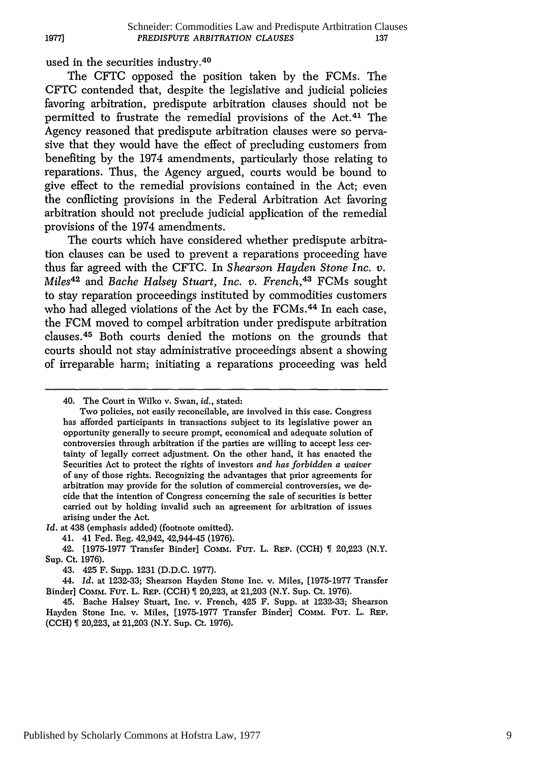used in the securities industry.[40]

The CFTC opposed the position taken by the FCMs. The CFTC contended that, despite the legislative and judicial policies favoring arbitration, predispute arbitration clauses should not be permitted to frustrate the remedial provisions of the Act.[41] The Agency reasoned that predispute arbitration clauses were so pervasive that they would have the effect of precluding customers from benefiting by the 1974 amendments, particularly those relating to reparations. Thus, the Agency argued, courts would be bound to give effect to the remedial provisions contained in the Act; even the conflicting provisions in the Federal Arbitration Act favoring arbitration should not preclude judicial application of the remedial provisions of the 1974 amendments.

The courts which have considered whether predispute arbitration clauses can be used to prevent a reparations proceeding have thus far agreed with the CFTC. In *Shearson Hayden Stone Inc. v. Miles*[42] and *Bache Halsey Stuart, Inc. v. French*,[43] FCMs sought to stay reparation proceedings instituted by commodities customers who had alleged violations of the Act by the FCMs.[44] In each case, the FCM moved to compel arbitration under predispute arbitration clauses.[45] Both courts denied the motions on the grounds that courts should not stay administrative proceedings absent a showing of irreparable harm; initiating a reparations proceeding was held

---

40. The Court in Wilko v. Swan, *id.*, stated:

Two policies, not easily reconcilable, are involved in this case. Congress has afforded participants in transactions subject to its legislative power an opportunity generally to secure prompt, economical and adequate solution of controversies through arbitration if the parties are willing to accept less certainty of legally correct adjustment. On the other hand, it has enacted the Securities Act to protect the rights of investors *and has forbidden a waiver* of any of those rights. Recognizing the advantages that prior agreements for arbitration may provide for the solution of commercial controversies, we decide that the intention of Congress concerning the sale of securities is better carried out by holding invalid such an agreement for arbitration of issues arising under the Act.

*Id.* at 438 (emphasis added) (footnote omitted).

41. 41 Fed. Reg. 42,942, 42,944-45 (1976).

42. [1975-1977 Transfer Binder] COMM. FUT. L. REP. (CCH) ¶ 20,223 (N.Y. Sup. Ct. 1976).

43. 425 F. Supp. 1231 (D.D.C. 1977).

44. *Id.* at 1232-33; Shearson Hayden Stone Inc. v. Miles, [1975-1977 Transfer Binder] COMM. FUT. L. REP. (CCH) ¶ 20,223, at 21,203 (N.Y. Sup. Ct. 1976).

45. Bache Halsey Stuart, Inc. v. French, 425 F. Supp. at 1232-33; Shearson Hayden Stone Inc. v. Miles, [1975-1977 Transfer Binder] COMM. FUT. L. REP. (CCH) ¶ 20,223, at 21,203 (N.Y. Sup. Ct. 1976).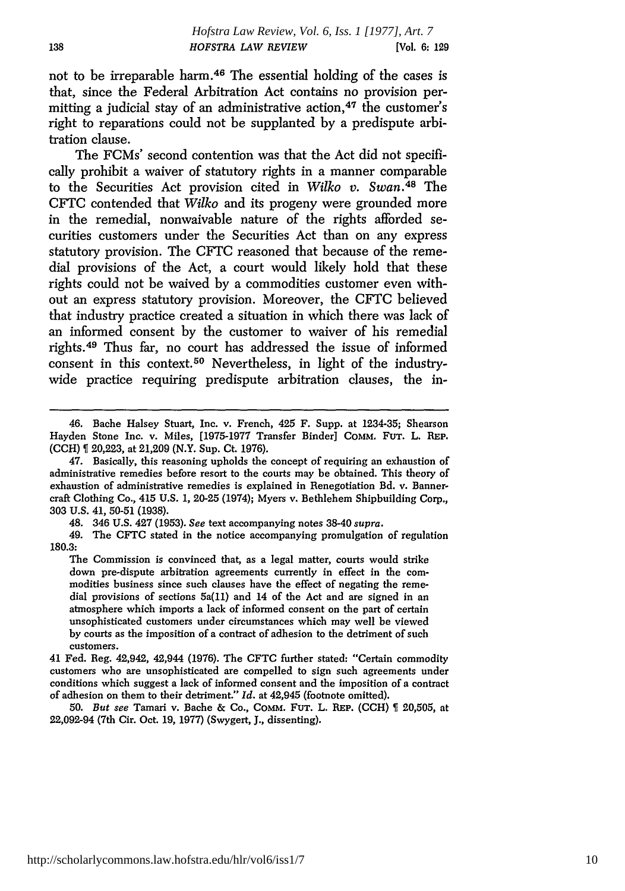not to be irreparable harm.[46] The essential holding of the cases is that, since the Federal Arbitration Act contains no provision permitting a judicial stay of an administrative action,[47] the customer's right to reparations could not be supplanted by a predispute arbitration clause.

The FCMs' second contention was that the Act did not specifically prohibit a waiver of statutory rights in a manner comparable to the Securities Act provision cited in *Wilko v. Swan*.[48] The CFTC contended that *Wilko* and its progeny were grounded more in the remedial, nonwaivable nature of the rights afforded securities customers under the Securities Act than on any express statutory provision. The CFTC reasoned that because of the remedial provisions of the Act, a court would likely hold that these rights could not be waived by a commodities customer even without an express statutory provision. Moreover, the CFTC believed that industry practice created a situation in which there was lack of an informed consent by the customer to waiver of his remedial rights.[49] Thus far, no court has addressed the issue of informed consent in this context.[50] Nevertheless, in light of the industry-wide practice requiring predispute arbitration clauses, the in-

---

46. Bache Halsey Stuart, Inc. v. French, 425 F. Supp. at 1234-35; Shearson Hayden Stone Inc. v. Miles, [1975-1977 Transfer Binder] COMM. FUT. L. REP. (CCH) ¶ 20,223, at 21,209 (N.Y. Sup. Ct. 1976).

47. Basically, this reasoning upholds the concept of requiring an exhaustion of administrative remedies before resort to the courts may be obtained. This theory of exhaustion of administrative remedies is explained in Renegotiation Bd. v. Bannercraft Clothing Co., 415 U.S. 1, 20-25 (1974); Myers v. Bethlehem Shipbuilding Corp., 303 U.S. 41, 50-51 (1938).

48. 346 U.S. 427 (1953). *See* text accompanying notes 38-40 *supra*.

49. The CFTC stated in the notice accompanying promulgation of regulation 180.3:

> The Commission is convinced that, as a legal matter, courts would strike down pre-dispute arbitration agreements currently in effect in the commodities business since such clauses have the effect of negating the remedial provisions of sections 5a(11) and 14 of the Act and are signed in an atmosphere which imports a lack of informed consent on the part of certain unsophisticated customers under circumstances which may well be viewed by courts as the imposition of a contract of adhesion to the detriment of such customers.

41 Fed. Reg. 42,942, 42,944 (1976). The CFTC further stated: "Certain commodity customers who are unsophisticated are compelled to sign such agreements under conditions which suggest a lack of informed consent and the imposition of a contract of adhesion on them to their detriment." *Id.* at 42,945 (footnote omitted).

50. *But see* Tamari v. Bache & Co., COMM. FUT. L. REP. (CCH) ¶ 20,505, at 22,092-94 (7th Cir. Oct. 19, 1977) (Swygert, J., dissenting).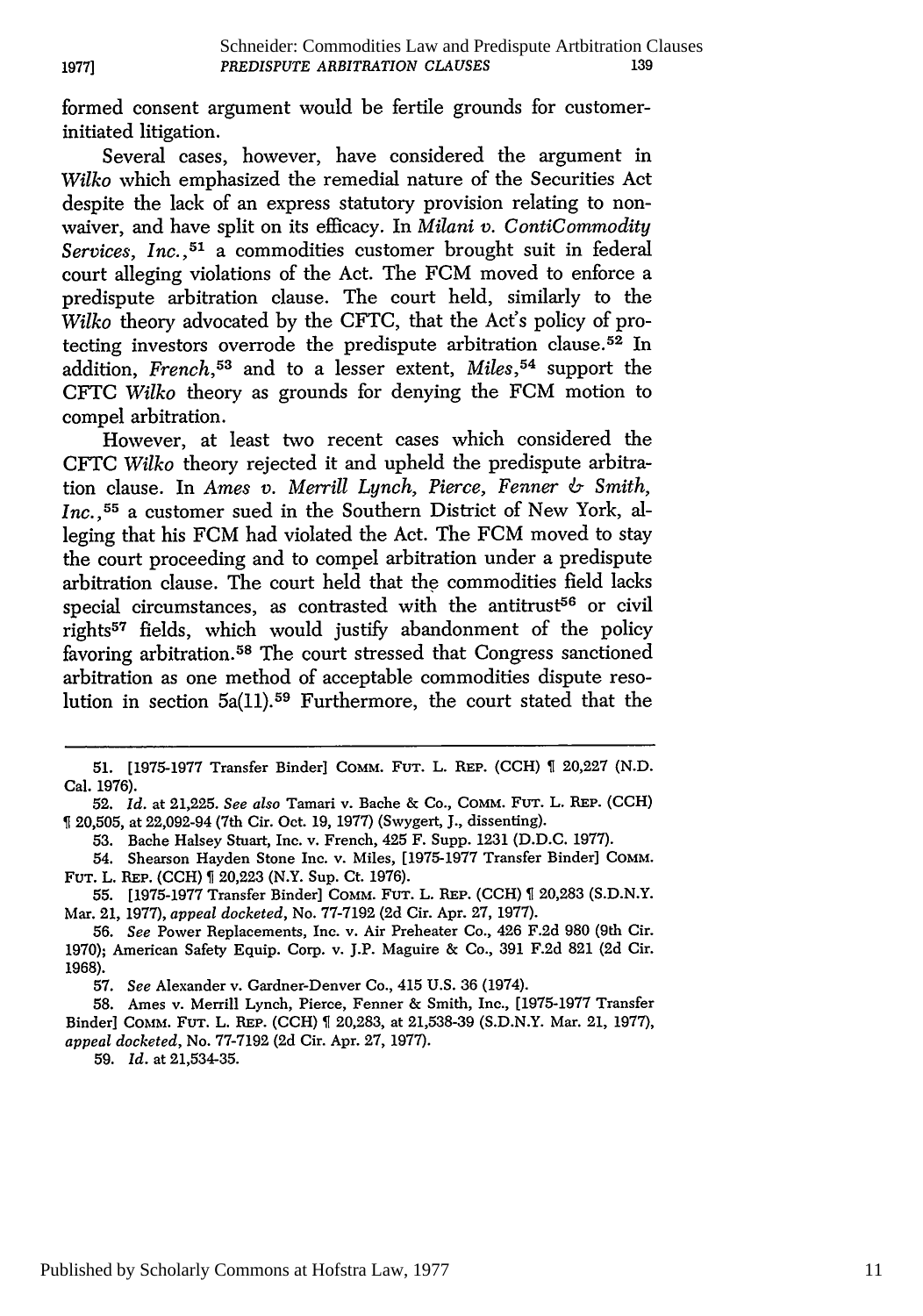formed consent argument would be fertile grounds for customer-initiated litigation.

Several cases, however, have considered the argument in *Wilko* which emphasized the remedial nature of the Securities Act despite the lack of an express statutory provision relating to non-waiver, and have split on its efficacy. In *Milani v. ContiCommodity Services, Inc.*,[51] a commodities customer brought suit in federal court alleging violations of the Act. The FCM moved to enforce a predispute arbitration clause. The court held, similarly to the *Wilko* theory advocated by the CFTC, that the Act's policy of protecting investors overrode the predispute arbitration clause.[52] In addition, *French*,[53] and to a lesser extent, *Miles*,[54] support the CFTC *Wilko* theory as grounds for denying the FCM motion to compel arbitration.

However, at least two recent cases which considered the CFTC *Wilko* theory rejected it and upheld the predispute arbitration clause. In *Ames v. Merrill Lynch, Pierce, Fenner & Smith, Inc.*,[55] a customer sued in the Southern District of New York, alleging that his FCM had violated the Act. The FCM moved to stay the court proceeding and to compel arbitration under a predispute arbitration clause. The court held that the commodities field lacks special circumstances, as contrasted with the antitrust[56] or civil rights[57] fields, which would justify abandonment of the policy favoring arbitration.[58] The court stressed that Congress sanctioned arbitration as one method of acceptable commodities dispute resolution in section 5a(11).[59] Furthermore, the court stated that the

---

51. [1975-1977 Transfer Binder] COMM. FUT. L. REP. (CCH) ¶ 20,227 (N.D. Cal. 1976).

52. *Id.* at 21,225. *See also* Tamari v. Bache & Co., COMM. FUT. L. REP. (CCH) ¶ 20,505, at 22,092-94 (7th Cir. Oct. 19, 1977) (Swygert, J., dissenting).

53. Bache Halsey Stuart, Inc. v. French, 425 F. Supp. 1231 (D.D.C. 1977).

54. Shearson Hayden Stone Inc. v. Miles, [1975-1977 Transfer Binder] COMM. FUT. L. REP. (CCH) ¶ 20,223 (N.Y. Sup. Ct. 1976).

55. [1975-1977 Transfer Binder] COMM. FUT. L. REP. (CCH) ¶ 20,283 (S.D.N.Y. Mar. 21, 1977), *appeal docketed*, No. 77-7192 (2d Cir. Apr. 27, 1977).

56. *See* Power Replacements, Inc. v. Air Preheater Co., 426 F.2d 980 (9th Cir. 1970); American Safety Equip. Corp. v. J.P. Maguire & Co., 391 F.2d 821 (2d Cir. 1968).

57. *See* Alexander v. Gardner-Denver Co., 415 U.S. 36 (1974).

58. Ames v. Merrill Lynch, Pierce, Fenner & Smith, Inc., [1975-1977 Transfer Binder] COMM. FUT. L. REP. (CCH) ¶ 20,283, at 21,538-39 (S.D.N.Y. Mar. 21, 1977), *appeal docketed*, No. 77-7192 (2d Cir. Apr. 27, 1977).

59. *Id.* at 21,534-35.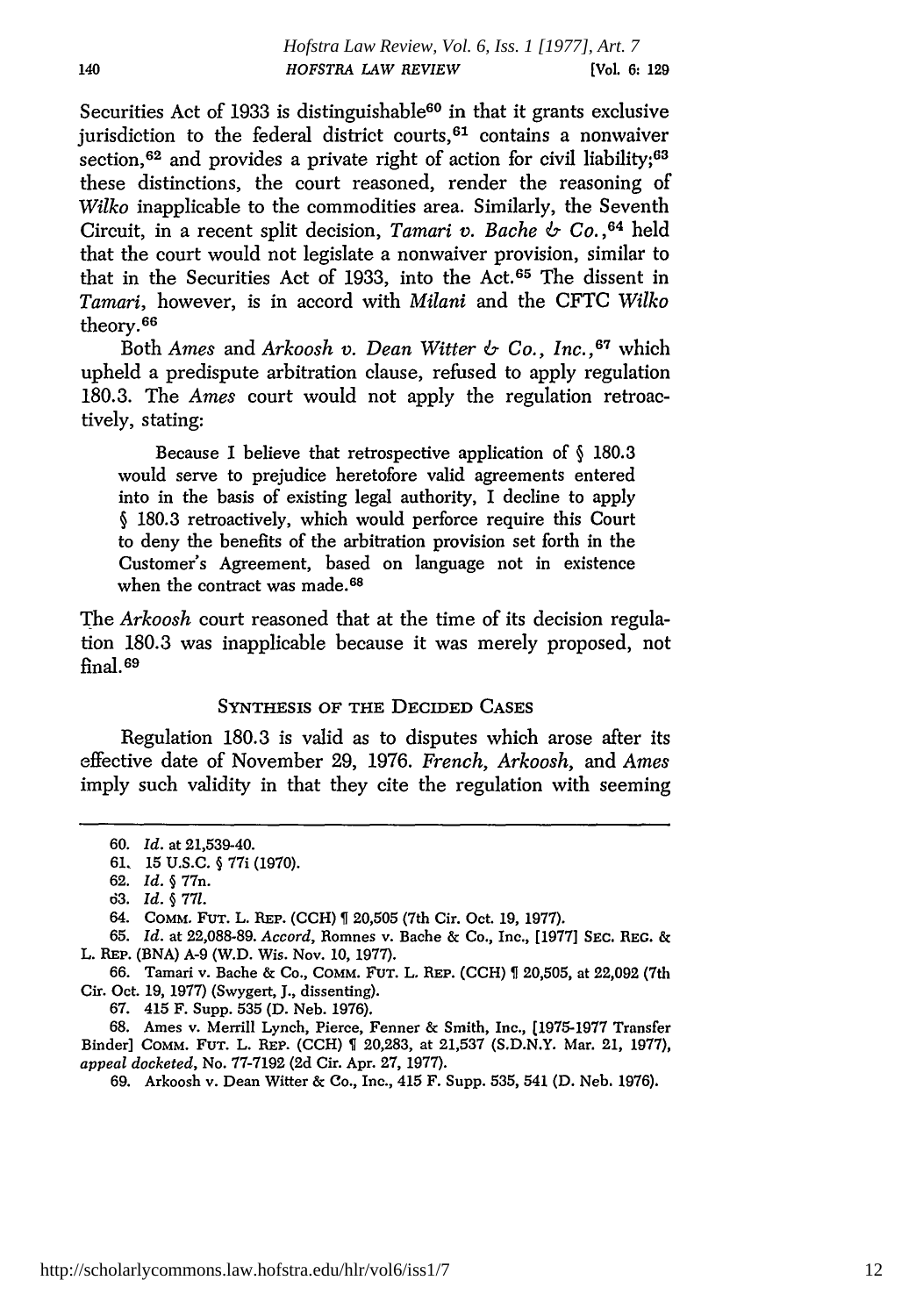Securities Act of 1933 is distinguishable[60] in that it grants exclusive jurisdiction to the federal district courts,[61] contains a nonwaiver section,[62] and provides a private right of action for civil liability;[63] these distinctions, the court reasoned, render the reasoning of *Wilko* inapplicable to the commodities area. Similarly, the Seventh Circuit, in a recent split decision, *Tamari v. Bache & Co.*,[64] held that the court would not legislate a nonwaiver provision, similar to that in the Securities Act of 1933, into the Act.[65] The dissent in *Tamari*, however, is in accord with *Milani* and the CFTC *Wilko* theory.[66]

Both *Ames* and *Arkoosh v. Dean Witter & Co., Inc.*,[67] which upheld a predispute arbitration clause, refused to apply regulation 180.3. The *Ames* court would not apply the regulation retroactively, stating:

> Because I believe that retrospective application of § 180.3 would serve to prejudice heretofore valid agreements entered into in the basis of existing legal authority, I decline to apply § 180.3 retroactively, which would perforce require this Court to deny the benefits of the arbitration provision set forth in the Customer's Agreement, based on language not in existence when the contract was made.[68]

The *Arkoosh* court reasoned that at the time of its decision regulation 180.3 was inapplicable because it was merely proposed, not final.[69]

## SYNTHESIS OF THE DECIDED CASES

Regulation 180.3 is valid as to disputes which arose after its effective date of November 29, 1976. *French, Arkoosh,* and *Ames* imply such validity in that they cite the regulation with seeming

---

60. *Id.* at 21,539-40.

61. 15 U.S.C. § 77i (1970).

62. *Id.* § 77n.

63. *Id.* § 77l.

64. COMM. FUT. L. REP. (CCH) ¶ 20,505 (7th Cir. Oct. 19, 1977).

65. *Id.* at 22,088-89. *Accord,* Romnes v. Bache & Co., Inc., [1977] SEC. REG. & L. REP. (BNA) A-9 (W.D. Wis. Nov. 10, 1977).

66. Tamari v. Bache & Co., COMM. FUT. L. REP. (CCH) ¶ 20,505, at 22,092 (7th Cir. Oct. 19, 1977) (Swygert, J., dissenting).

67. 415 F. Supp. 535 (D. Neb. 1976).

68. Ames v. Merrill Lynch, Pierce, Fenner & Smith, Inc., [1975-1977 Transfer Binder] COMM. FUT. L. REP. (CCH) ¶ 20,283, at 21,537 (S.D.N.Y. Mar. 21, 1977), *appeal docketed,* No. 77-7192 (2d Cir. Apr. 27, 1977).

69. Arkoosh v. Dean Witter & Co., Inc., 415 F. Supp. 535, 541 (D. Neb. 1976).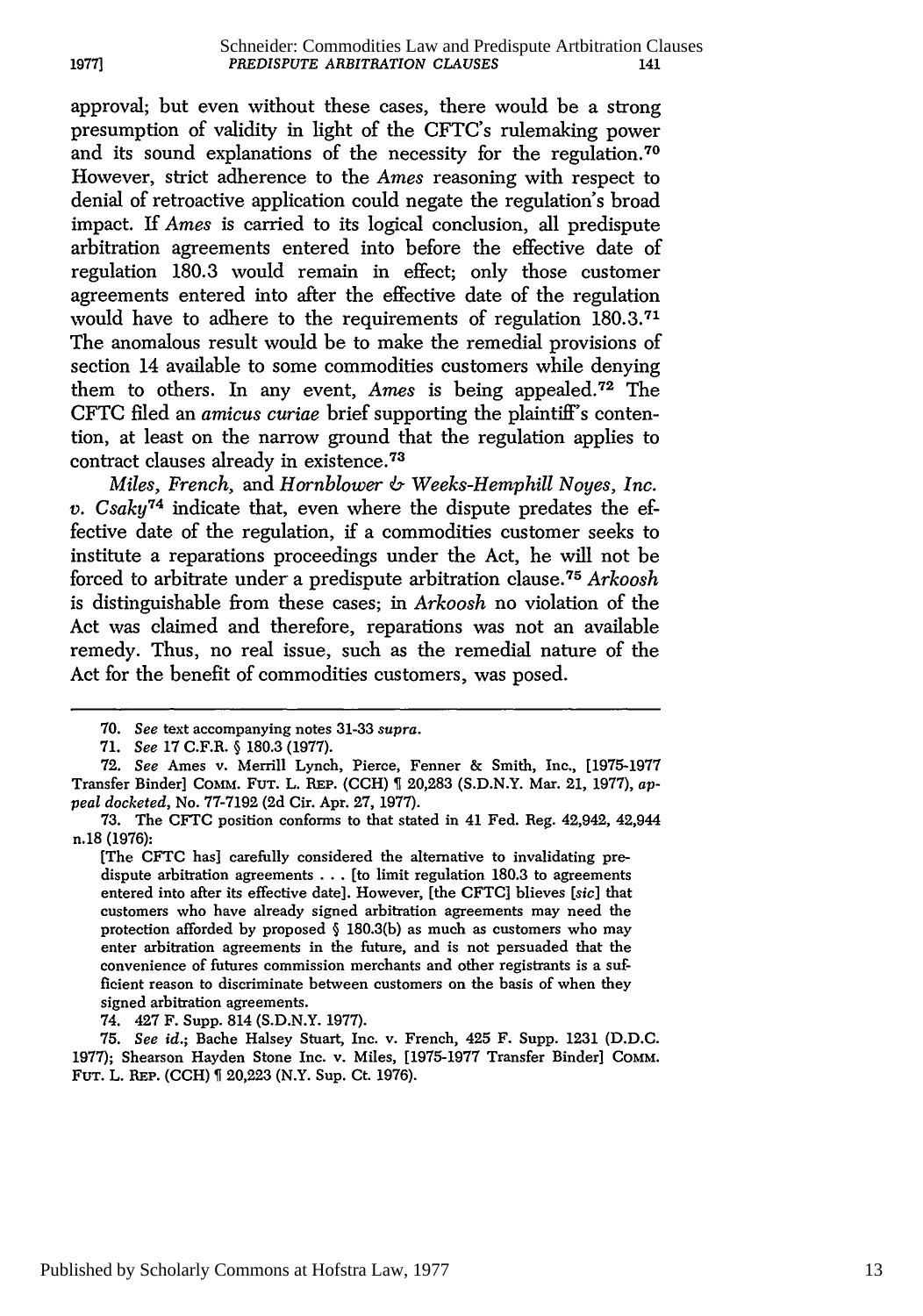approval; but even without these cases, there would be a strong presumption of validity in light of the CFTC's rulemaking power and its sound explanations of the necessity for the regulation.[70] However, strict adherence to the *Ames* reasoning with respect to denial of retroactive application could negate the regulation's broad impact. If *Ames* is carried to its logical conclusion, all predispute arbitration agreements entered into before the effective date of regulation 180.3 would remain in effect; only those customer agreements entered into after the effective date of the regulation would have to adhere to the requirements of regulation 180.3.[71] The anomalous result would be to make the remedial provisions of section 14 available to some commodities customers while denying them to others. In any event, *Ames* is being appealed.[72] The CFTC filed an *amicus curiae* brief supporting the plaintiff's contention, at least on the narrow ground that the regulation applies to contract clauses already in existence.[73]

*Miles*, *French*, and *Hornblower & Weeks-Hemphill Noyes, Inc. v. Csaky*[74] indicate that, even where the dispute predates the effective date of the regulation, if a commodities customer seeks to institute a reparations proceedings under the Act, he will not be forced to arbitrate under a predispute arbitration clause.[75] *Arkoosh* is distinguishable from these cases; in *Arkoosh* no violation of the Act was claimed and therefore, reparations was not an available remedy. Thus, no real issue, such as the remedial nature of the Act for the benefit of commodities customers, was posed.

---

70. *See* text accompanying notes 31-33 *supra*.

71. *See* 17 C.F.R. § 180.3 (1977).

72. *See* Ames v. Merrill Lynch, Pierce, Fenner & Smith, Inc., [1975-1977 Transfer Binder] COMM. FUT. L. REP. (CCH) ¶ 20,283 (S.D.N.Y. Mar. 21, 1977), *appeal docketed*, No. 77-7192 (2d Cir. Apr. 27, 1977).

73. The CFTC position conforms to that stated in 41 Fed. Reg. 42,942, 42,944 n.18 (1976):

> [The CFTC has] carefully considered the alternative to invalidating predispute arbitration agreements . . . [to limit regulation 180.3 to agreements entered into after its effective date]. However, [the CFTC] blieves [*sic*] that customers who have already signed arbitration agreements may need the protection afforded by proposed § 180.3(b) as much as customers who may enter arbitration agreements in the future, and is not persuaded that the convenience of futures commission merchants and other registrants is a sufficient reason to discriminate between customers on the basis of when they signed arbitration agreements.

74. 427 F. Supp. 814 (S.D.N.Y. 1977).

75. *See id.*; Bache Halsey Stuart, Inc. v. French, 425 F. Supp. 1231 (D.D.C. 1977); Shearson Hayden Stone Inc. v. Miles, [1975-1977 Transfer Binder] COMM. FUT. L. REP. (CCH) ¶ 20,223 (N.Y. Sup. Ct. 1976).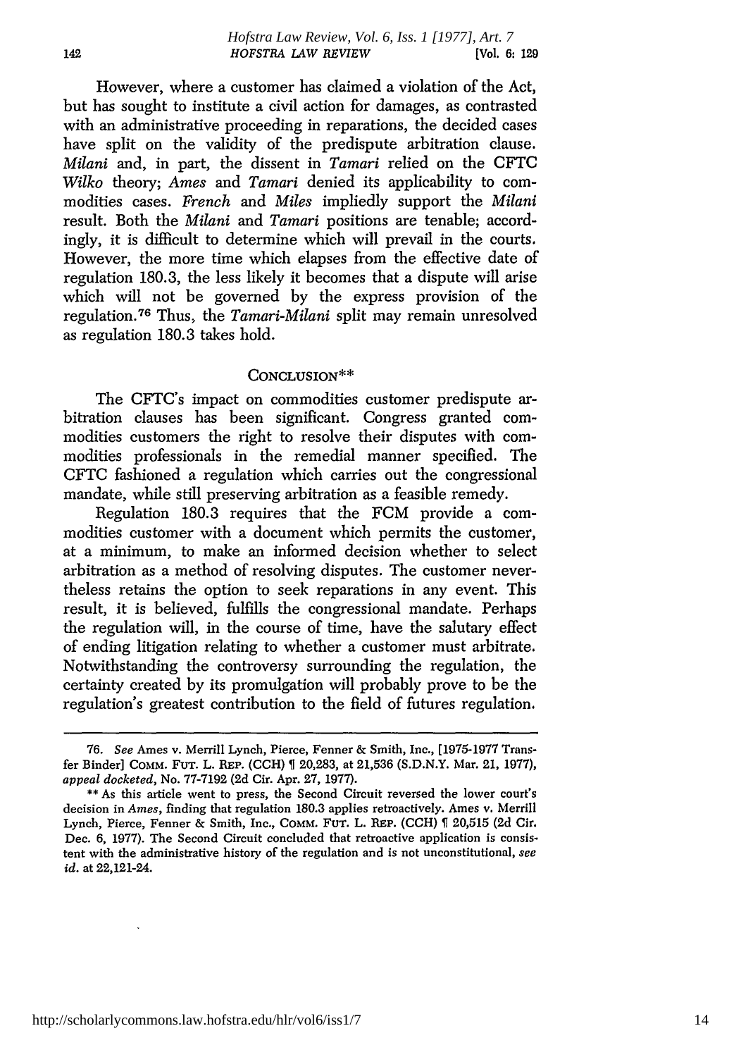However, where a customer has claimed a violation of the Act, but has sought to institute a civil action for damages, as contrasted with an administrative proceeding in reparations, the decided cases have split on the validity of the predispute arbitration clause. *Milani* and, in part, the dissent in *Tamari* relied on the CFTC *Wilko* theory; *Ames* and *Tamari* denied its applicability to commodities cases. *French* and *Miles* impliedly support the *Milani* result. Both the *Milani* and *Tamari* positions are tenable; accordingly, it is difficult to determine which will prevail in the courts. However, the more time which elapses from the effective date of regulation 180.3, the less likely it becomes that a dispute will arise which will not be governed by the express provision of the regulation.[76] Thus, the *Tamari-Milani* split may remain unresolved as regulation 180.3 takes hold.

## CONCLUSION**

The CFTC's impact on commodities customer predispute arbitration clauses has been significant. Congress granted commodities customers the right to resolve their disputes with commodities professionals in the remedial manner specified. The CFTC fashioned a regulation which carries out the congressional mandate, while still preserving arbitration as a feasible remedy.

Regulation 180.3 requires that the FCM provide a commodities customer with a document which permits the customer, at a minimum, to make an informed decision whether to select arbitration as a method of resolving disputes. The customer nevertheless retains the option to seek reparations in any event. This result, it is believed, fulfills the congressional mandate. Perhaps the regulation will, in the course of time, have the salutary effect of ending litigation relating to whether a customer must arbitrate. Notwithstanding the controversy surrounding the regulation, the certainty created by its promulgation will probably prove to be the regulation's greatest contribution to the field of futures regulation.

---

76. *See* Ames v. Merrill Lynch, Pierce, Fenner & Smith, Inc., [1975-1977 Transfer Binder] COMM. FUT. L. REP. (CCH) ¶ 20,283, at 21,536 (S.D.N.Y. Mar. 21, 1977), *appeal docketed*, No. 77-7192 (2d Cir. Apr. 27, 1977).

** As this article went to press, the Second Circuit reversed the lower court's decision in *Ames*, finding that regulation 180.3 applies retroactively. Ames v. Merrill Lynch, Pierce, Fenner & Smith, Inc., COMM. FUT. L. REP. (CCH) ¶ 20,515 (2d Cir. Dec. 6, 1977). The Second Circuit concluded that retroactive application is consistent with the administrative history of the regulation and is not unconstitutional, *see id.* at 22,121-24.